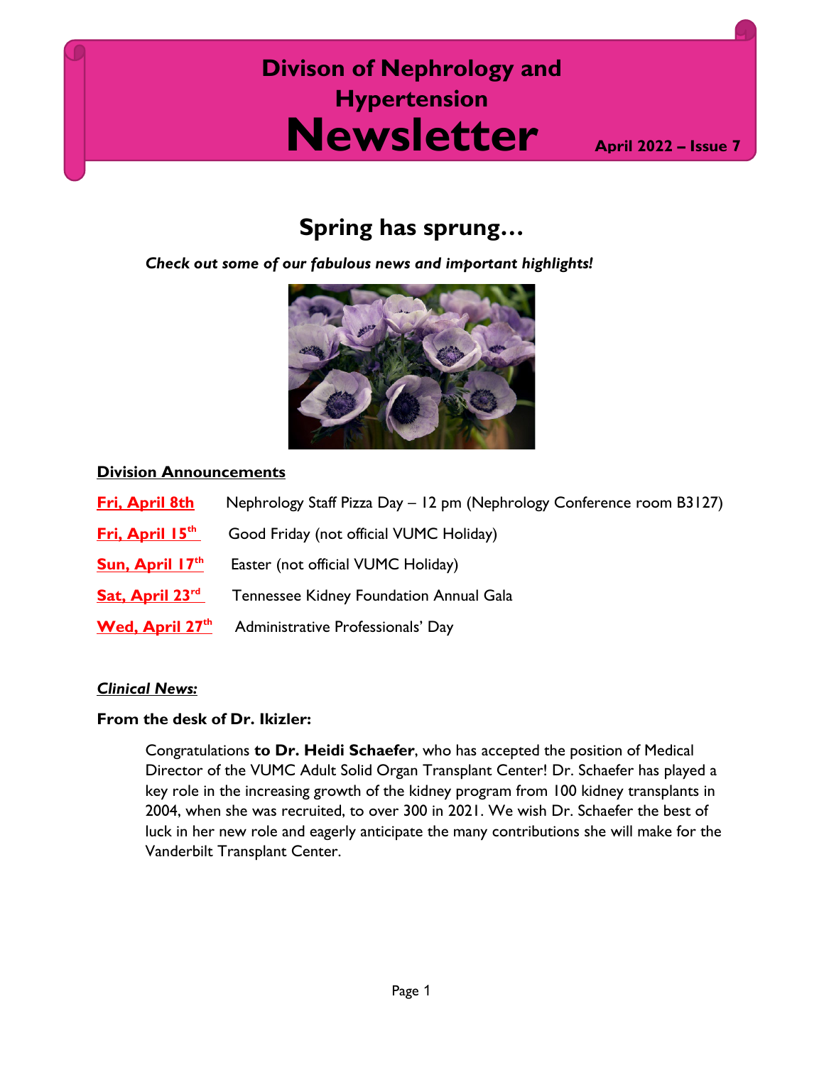# Divison of Nephrology and Hypertension

# Newsletter

**April 2022 – Issue 7**

## Spring has sprung…

***Check out some of our fabulous news and important highlights!***

**Division Announcements**

| | |
|---|---|
| **Fri, April 8th** | Nephrology Staff Pizza Day – 12 pm (Nephrology Conference room B3127) |
| **Fri, April 15th** | Good Friday (not official VUMC Holiday) |
| **Sun, April 17th** | Easter (not official VUMC Holiday) |
| **Sat, April 23rd** | Tennessee Kidney Foundation Annual Gala |
| **Wed, April 27th** | Administrative Professionals' Day |

***Clinical News:***

**From the desk of Dr. Ikizler:**

Congratulations **to Dr. Heidi Schaefer**, who has accepted the position of Medical Director of the VUMC Adult Solid Organ Transplant Center! Dr. Schaefer has played a key role in the increasing growth of the kidney program from 100 kidney transplants in 2004, when she was recruited, to over 300 in 2021. We wish Dr. Schaefer the best of luck in her new role and eagerly anticipate the many contributions she will make for the Vanderbilt Transplant Center.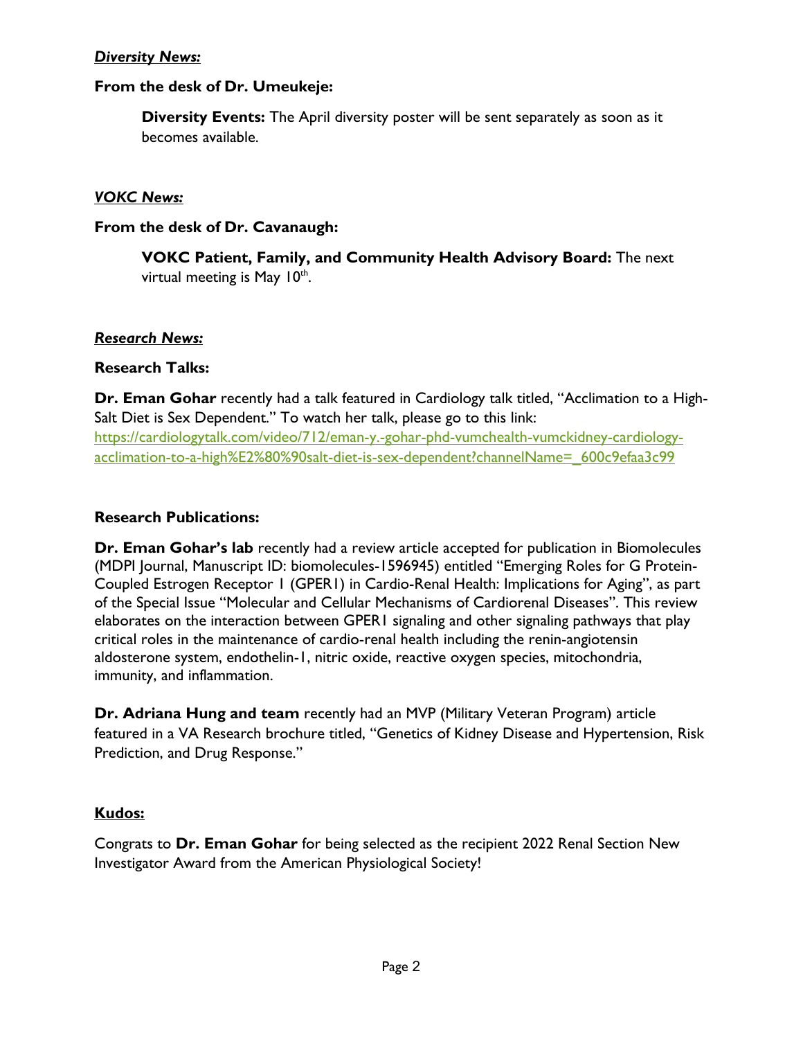***Diversity News:***

**From the desk of Dr. Umeukeje:**

**Diversity Events:** The April diversity poster will be sent separately as soon as it becomes available.

***VOKC News:***

**From the desk of Dr. Cavanaugh:**

**VOKC Patient, Family, and Community Health Advisory Board:** The next virtual meeting is May 10th.

***Research News:***

**Research Talks:**

**Dr. Eman Gohar** recently had a talk featured in Cardiology talk titled, "Acclimation to a High-Salt Diet is Sex Dependent." To watch her talk, please go to this link: https://cardiologytalk.com/video/712/eman-y.-gohar-phd-vumchealth-vumckidney-cardiology-acclimation-to-a-high%E2%80%90salt-diet-is-sex-dependent?channelName=_600c9efaa3c99

**Research Publications:**

**Dr. Eman Gohar's lab** recently had a review article accepted for publication in Biomolecules (MDPI Journal, Manuscript ID: biomolecules-1596945) entitled "Emerging Roles for G Protein-Coupled Estrogen Receptor 1 (GPER1) in Cardio-Renal Health: Implications for Aging", as part of the Special Issue "Molecular and Cellular Mechanisms of Cardiorenal Diseases". This review elaborates on the interaction between GPER1 signaling and other signaling pathways that play critical roles in the maintenance of cardio-renal health including the renin-angiotensin aldosterone system, endothelin-1, nitric oxide, reactive oxygen species, mitochondria, immunity, and inflammation.

**Dr. Adriana Hung and team** recently had an MVP (Military Veteran Program) article featured in a VA Research brochure titled, "Genetics of Kidney Disease and Hypertension, Risk Prediction, and Drug Response."

**Kudos:**

Congrats to **Dr. Eman Gohar** for being selected as the recipient 2022 Renal Section New Investigator Award from the American Physiological Society!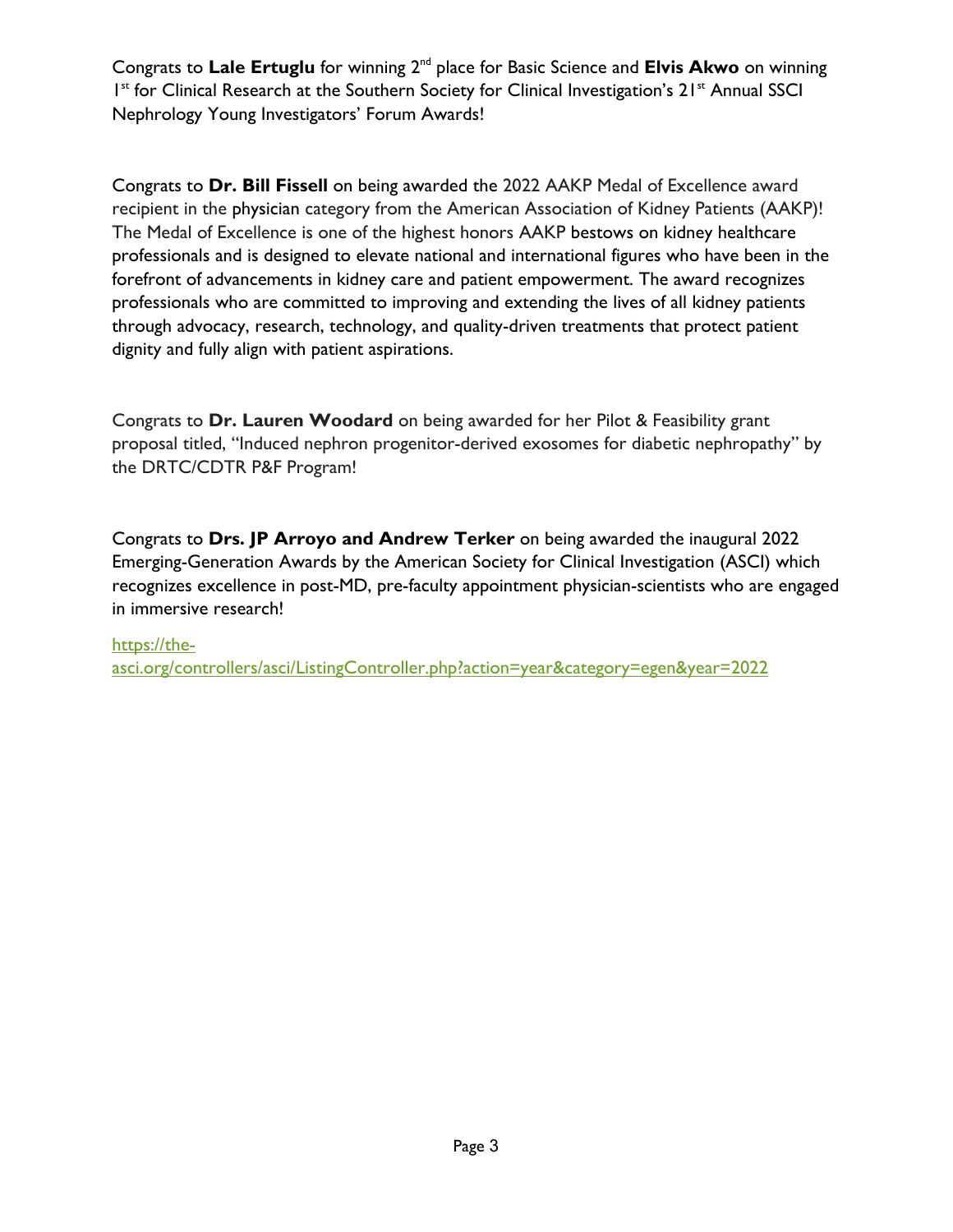Congrats to **Lale Ertuglu** for winning 2nd place for Basic Science and **Elvis Akwo** on winning 1st for Clinical Research at the Southern Society for Clinical Investigation's 21st Annual SSCI Nephrology Young Investigators' Forum Awards!

Congrats to **Dr. Bill Fissell** on being awarded the 2022 AAKP Medal of Excellence award recipient in the physician category from the American Association of Kidney Patients (AAKP)! The Medal of Excellence is one of the highest honors AAKP bestows on kidney healthcare professionals and is designed to elevate national and international figures who have been in the forefront of advancements in kidney care and patient empowerment. The award recognizes professionals who are committed to improving and extending the lives of all kidney patients through advocacy, research, technology, and quality-driven treatments that protect patient dignity and fully align with patient aspirations.

Congrats to **Dr. Lauren Woodard** on being awarded for her Pilot & Feasibility grant proposal titled, "Induced nephron progenitor-derived exosomes for diabetic nephropathy" by the DRTC/CDTR P&F Program!

Congrats to **Drs. JP Arroyo and Andrew Terker** on being awarded the inaugural 2022 Emerging-Generation Awards by the American Society for Clinical Investigation (ASCI) which recognizes excellence in post-MD, pre-faculty appointment physician-scientists who are engaged in immersive research!

https://the-asci.org/controllers/asci/ListingController.php?action=year&category=egen&year=2022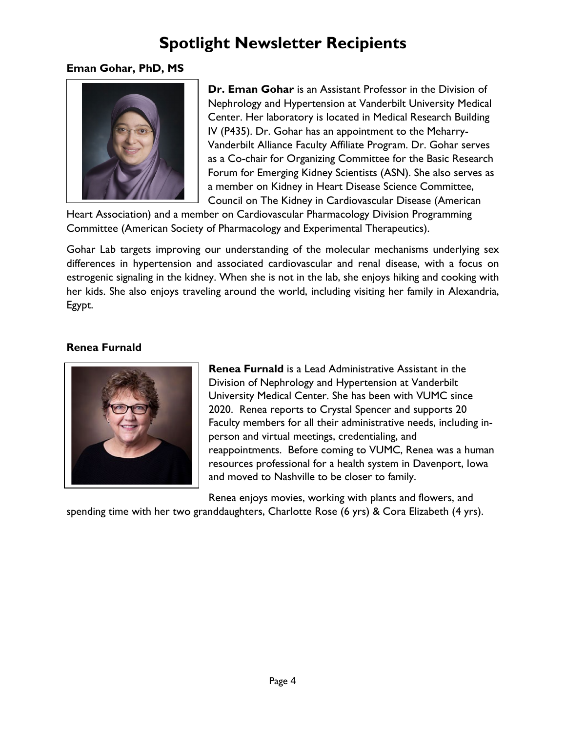# Spotlight Newsletter Recipients

### Eman Gohar, PhD, MS

**Dr. Eman Gohar** is an Assistant Professor in the Division of Nephrology and Hypertension at Vanderbilt University Medical Center. Her laboratory is located in Medical Research Building IV (P435). Dr. Gohar has an appointment to the Meharry-Vanderbilt Alliance Faculty Affiliate Program. Dr. Gohar serves as a Co-chair for Organizing Committee for the Basic Research Forum for Emerging Kidney Scientists (ASN). She also serves as a member on Kidney in Heart Disease Science Committee, Council on The Kidney in Cardiovascular Disease (American Heart Association) and a member on Cardiovascular Pharmacology Division Programming Committee (American Society of Pharmacology and Experimental Therapeutics).

Gohar Lab targets improving our understanding of the molecular mechanisms underlying sex differences in hypertension and associated cardiovascular and renal disease, with a focus on estrogenic signaling in the kidney. When she is not in the lab, she enjoys hiking and cooking with her kids. She also enjoys traveling around the world, including visiting her family in Alexandria, Egypt.

### Renea Furnald

**Renea Furnald** is a Lead Administrative Assistant in the Division of Nephrology and Hypertension at Vanderbilt University Medical Center. She has been with VUMC since 2020. Renea reports to Crystal Spencer and supports 20 Faculty members for all their administrative needs, including in-person and virtual meetings, credentialing, and reappointments. Before coming to VUMC, Renea was a human resources professional for a health system in Davenport, Iowa and moved to Nashville to be closer to family.

Renea enjoys movies, working with plants and flowers, and spending time with her two granddaughters, Charlotte Rose (6 yrs) & Cora Elizabeth (4 yrs).